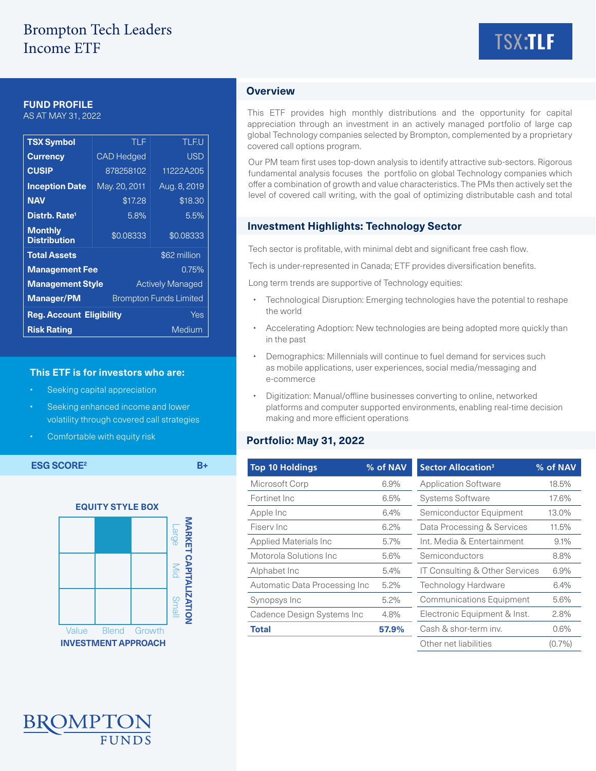# Brompton Tech Leaders Income ETF

TSX:TLF

## FUND PROFILE

AS AT MAY 31, 2022

| TSX Symbol | TLF | TLF.U |
|---|---|---|
| Currency | CAD Hedged | USD |
| CUSIP | 878258102 | 11222A205 |
| Inception Date | May. 20, 2011 | Aug. 8, 2019 |
| NAV | $17.28 | $18.30 |
| Distrb. Rate[1] | 5.8% | 5.5% |
| Monthly Distribution | $0.08333 | $0.08333 |
| Total Assets | | $62 million |
| Management Fee | | 0.75% |
| Management Style | | Actively Managed |
| Manager/PM | | Brompton Funds Limited |
| Reg. Account Eligibility | | Yes |
| Risk Rating | | Medium |

### This ETF is for investors who are:

- Seeking capital appreciation
- Seeking enhanced income and lower volatility through covered call strategies
- Comfortable with equity risk

**ESG SCORE[2]** B+

**EQUITY STYLE BOX**

| | Value | Blend | Growth |
|---|---|---|---|
| Large | | ■ | |
| Mid | | | |
| Small | | | |

MARKET CAPITALIZATION / INVESTMENT APPROACH

## Overview

This ETF provides high monthly distributions and the opportunity for capital appreciation through an investment in an actively managed portfolio of large cap global Technology companies selected by Brompton, complemented by a proprietary covered call options program.

Our PM team first uses top-down analysis to identify attractive sub-sectors. Rigorous fundamental analysis focuses the portfolio on global Technology companies which offer a combination of growth and value characteristics. The PMs then actively set the level of covered call writing, with the goal of optimizing distributable cash and total

## Investment Highlights: Technology Sector

Tech sector is profitable, with minimal debt and significant free cash flow.

Tech is under-represented in Canada; ETF provides diversification benefits.

Long term trends are supportive of Technology equities:

- Technological Disruption: Emerging technologies have the potential to reshape the world
- Accelerating Adoption: New technologies are being adopted more quickly than in the past
- Demographics: Millennials will continue to fuel demand for services such as mobile applications, user experiences, social media/messaging and e-commerce
- Digitization: Manual/offline businesses converting to online, networked platforms and computer supported environments, enabling real-time decision making and more efficient operations

## Portfolio: May 31, 2022

| Top 10 Holdings | % of NAV |
|---|---|
| Microsoft Corp | 6.9% |
| Fortinet Inc | 6.5% |
| Apple Inc | 6.4% |
| Fiserv Inc | 6.2% |
| Applied Materials Inc | 5.7% |
| Motorola Solutions Inc | 5.6% |
| Alphabet Inc | 5.4% |
| Automatic Data Processing Inc | 5.2% |
| Synopsys Inc | 5.2% |
| Cadence Design Systems Inc | 4.8% |
| **Total** | **57.9%** |

| Sector Allocation[3] | % of NAV |
|---|---|
| Application Software | 18.5% |
| Systems Software | 17.6% |
| Semiconductor Equipment | 13.0% |
| Data Processing & Services | 11.5% |
| Int. Media & Entertainment | 9.1% |
| Semiconductors | 8.8% |
| IT Consulting & Other Services | 6.9% |
| Technology Hardware | 6.4% |
| Communications Equipment | 5.6% |
| Electronic Equipment & Inst. | 2.8% |
| Cash & shor-term inv. | 0.6% |
| Other net liabilities | (0.7%) |

BROMPTON FUNDS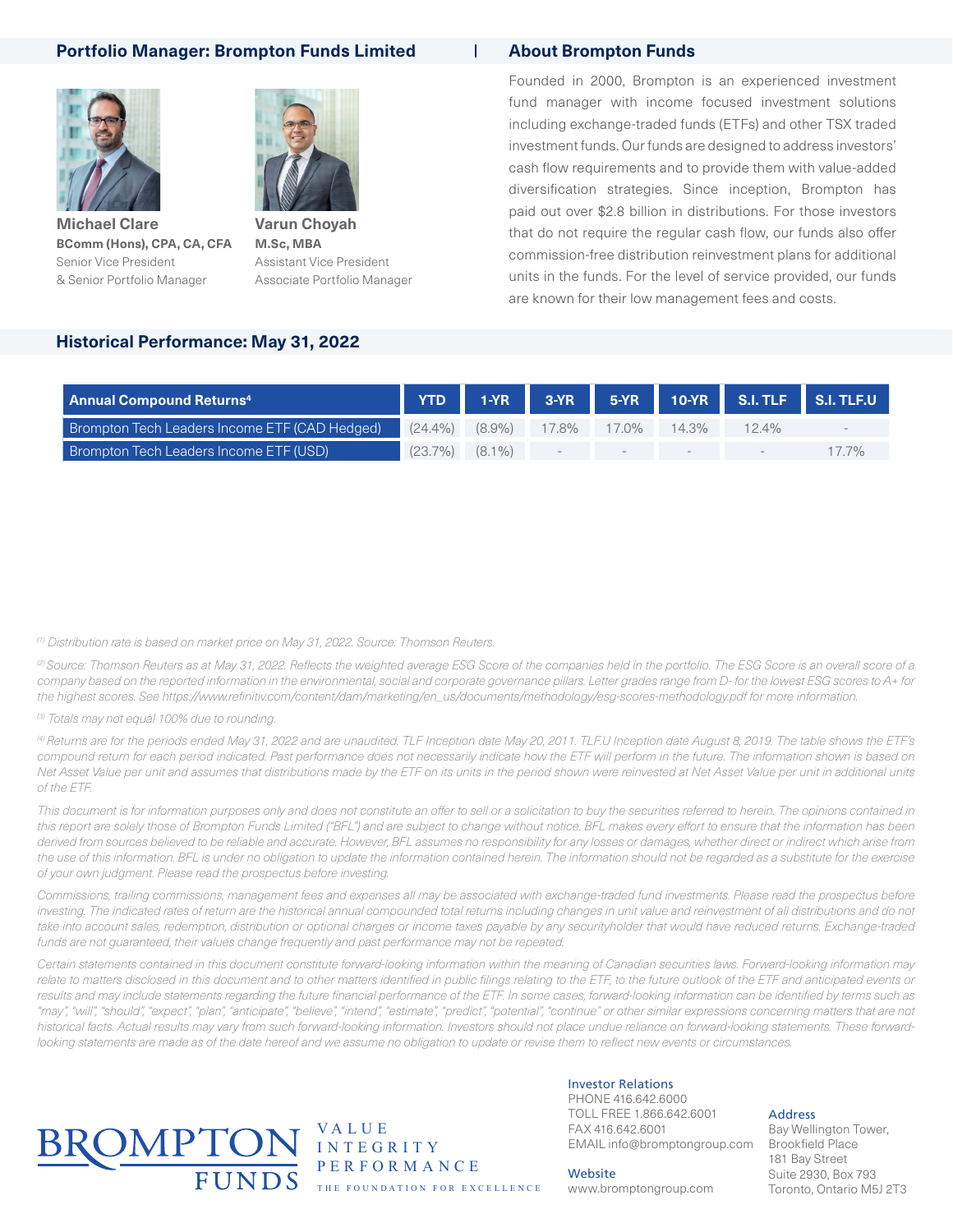## Portfolio Manager: Brompton Funds Limited

**Michael Clare**
**BComm (Hons), CPA, CA, CFA**
Senior Vice President
& Senior Portfolio Manager

**Varun Choyah**
**M.Sc, MBA**
Assistant Vice President
Associate Portfolio Manager

## About Brompton Funds

Founded in 2000, Brompton is an experienced investment fund manager with income focused investment solutions including exchange-traded funds (ETFs) and other TSX traded investment funds. Our funds are designed to address investors' cash flow requirements and to provide them with value-added diversification strategies. Since inception, Brompton has paid out over $2.8 billion in distributions. For those investors that do not require the regular cash flow, our funds also offer commission-free distribution reinvestment plans for additional units in the funds. For the level of service provided, our funds are known for their low management fees and costs.

## Historical Performance: May 31, 2022

| Annual Compound Returns[4] | YTD | 1-YR | 3-YR | 5-YR | 10-YR | S.I. TLF | S.I. TLF.U |
|---|---|---|---|---|---|---|---|
| Brompton Tech Leaders Income ETF (CAD Hedged) | (24.4%) | (8.9%) | 17.8% | 17.0% | 14.3% | 12.4% | - |
| Brompton Tech Leaders Income ETF (USD) | (23.7%) | (8.1%) | - | - | - | - | 17.7% |

*[1] Distribution rate is based on market price on May 31, 2022. Source: Thomson Reuters.*

*[2] Source: Thomson Reuters as at May 31, 2022. Reflects the weighted average ESG Score of the companies held in the portfolio. The ESG Score is an overall score of a company based on the reported information in the environmental, social and corporate governance pillars. Letter grades range from D- for the lowest ESG scores to A+ for the highest scores. See https://www.refinitiv.com/content/dam/marketing/en_us/documents/methodology/esg-scores-methodology.pdf for more information.*

*[3] Totals may not equal 100% due to rounding.*

*[4] Returns are for the periods ended May 31, 2022 and are unaudited. TLF Inception date May 20, 2011. TLF.U Inception date August 8, 2019. The table shows the ETF's compound return for each period indicated. Past performance does not necessarily indicate how the ETF will perform in the future. The information shown is based on Net Asset Value per unit and assumes that distributions made by the ETF on its units in the period shown were reinvested at Net Asset Value per unit in additional units of the ETF.*

*This document is for information purposes only and does not constitute an offer to sell or a solicitation to buy the securities referred to herein. The opinions contained in this report are solely those of Brompton Funds Limited ("BFL") and are subject to change without notice. BFL makes every effort to ensure that the information has been derived from sources believed to be reliable and accurate. However, BFL assumes no responsibility for any losses or damages, whether direct or indirect which arise from the use of this information. BFL is under no obligation to update the information contained herein. The information should not be regarded as a substitute for the exercise of your own judgment. Please read the prospectus before investing.*

*Commissions, trailing commissions, management fees and expenses all may be associated with exchange-traded fund investments. Please read the prospectus before investing. The indicated rates of return are the historical annual compounded total returns including changes in unit value and reinvestment of all distributions and do not take into account sales, redemption, distribution or optional charges or income taxes payable by any securityholder that would have reduced returns. Exchange-traded funds are not guaranteed, their values change frequently and past performance may not be repeated.*

*Certain statements contained in this document constitute forward-looking information within the meaning of Canadian securities laws. Forward-looking information may relate to matters disclosed in this document and to other matters identified in public filings relating to the ETF, to the future outlook of the ETF and anticipated events or results and may include statements regarding the future financial performance of the ETF. In some cases, forward-looking information can be identified by terms such as "may", "will", "should", "expect", "plan", "anticipate", "believe", "intend", "estimate", "predict", "potential", "continue" or other similar expressions concerning matters that are not historical facts. Actual results may vary from such forward-looking information. Investors should not place undue reliance on forward-looking statements. These forward-looking statements are made as of the date hereof and we assume no obligation to update or revise them to reflect new events or circumstances.*

BROMPTON FUNDS

VALUE
INTEGRITY
PERFORMANCE
THE FOUNDATION FOR EXCELLENCE

**Investor Relations**
PHONE 416.642.6000
TOLL FREE 1.866.642.6001
FAX 416.642.6001
EMAIL info@bromptongroup.com

**Website**
www.bromptongroup.com

**Address**
Bay Wellington Tower,
Brookfield Place
181 Bay Street
Suite 2930, Box 793
Toronto, Ontario M5J 2T3